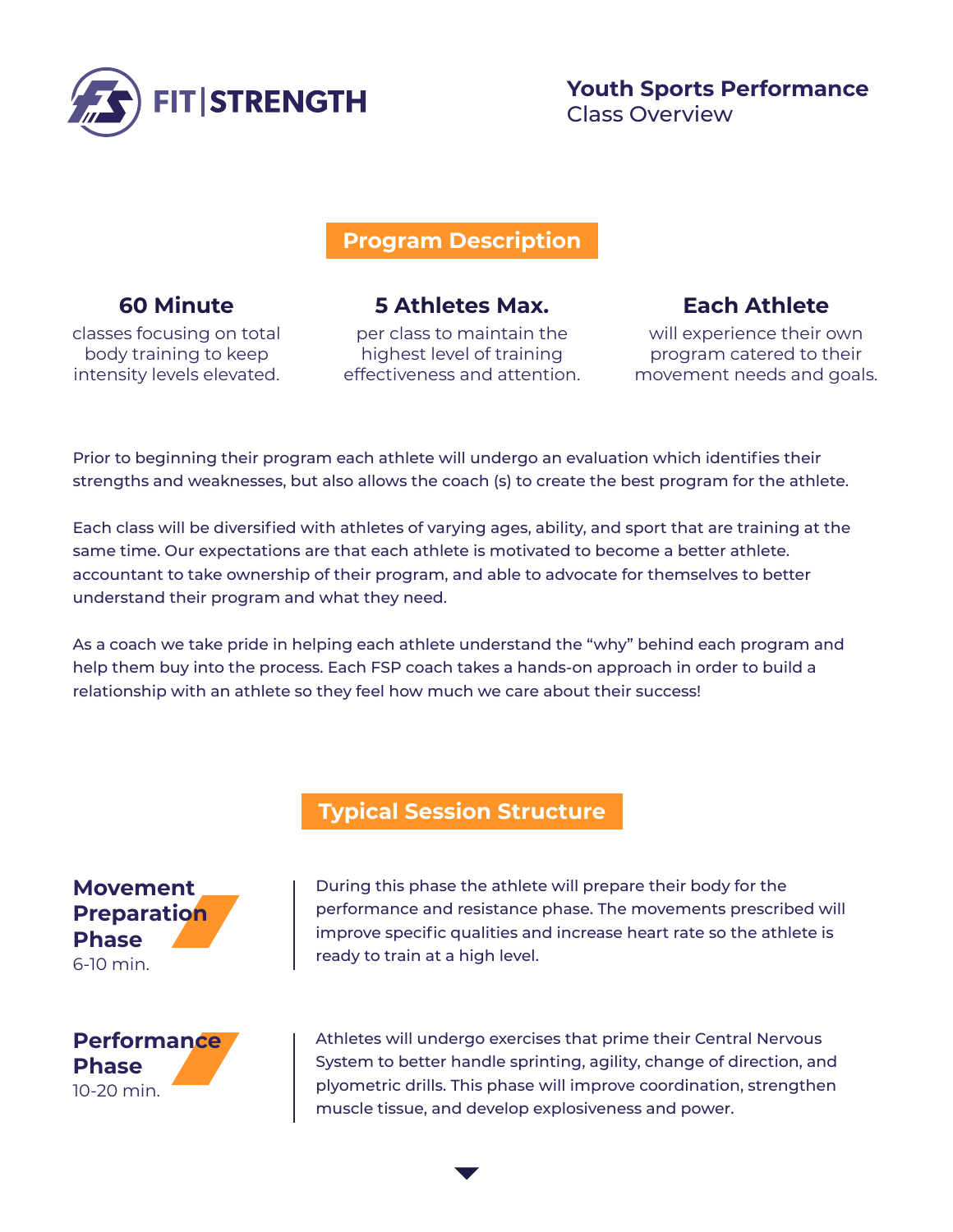FIT | STRENGTH

**Youth Sports Performance**
Class Overview

## Program Description

### 60 Minute
classes focusing on total body training to keep intensity levels elevated.

### 5 Athletes Max.
per class to maintain the highest level of training effectiveness and attention.

### Each Athlete
will experience their own program catered to their movement needs and goals.

Prior to beginning their program each athlete will undergo an evaluation which identifies their strengths and weaknesses, but also allows the coach (s) to create the best program for the athlete.

Each class will be diversified with athletes of varying ages, ability, and sport that are training at the same time. Our expectations are that each athlete is motivated to become a better athlete. accountant to take ownership of their program, and able to advocate for themselves to better understand their program and what they need.

As a coach we take pride in helping each athlete understand the "why" behind each program and help them buy into the process. Each FSP coach takes a hands-on approach in order to build a relationship with an athlete so they feel how much we care about their success!

## Typical Session Structure

### Movement Preparation Phase
6-10 min.

During this phase the athlete will prepare their body for the performance and resistance phase. The movements prescribed will improve specific qualities and increase heart rate so the athlete is ready to train at a high level.

### Performance Phase
10-20 min.

Athletes will undergo exercises that prime their Central Nervous System to better handle sprinting, agility, change of direction, and plyometric drills. This phase will improve coordination, strengthen muscle tissue, and develop explosiveness and power.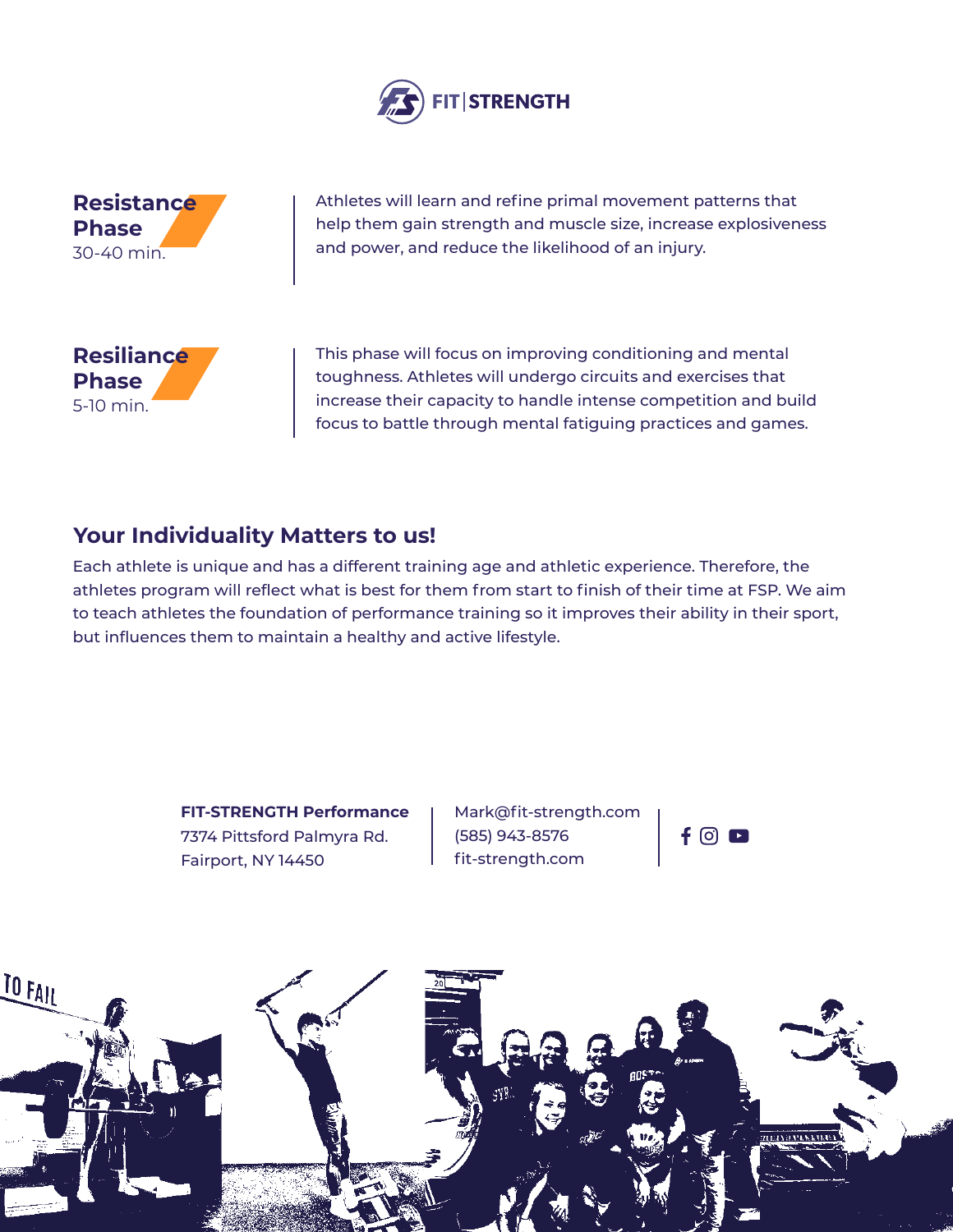FIT | STRENGTH

**Resistance Phase**
30-40 min.

Athletes will learn and refine primal movement patterns that help them gain strength and muscle size, increase explosiveness and power, and reduce the likelihood of an injury.

**Resiliance Phase**
5-10 min.

This phase will focus on improving conditioning and mental toughness. Athletes will undergo circuits and exercises that increase their capacity to handle intense competition and build focus to battle through mental fatiguing practices and games.

## Your Individuality Matters to us!

Each athlete is unique and has a different training age and athletic experience. Therefore, the athletes program will reflect what is best for them from start to finish of their time at FSP. We aim to teach athletes the foundation of performance training so it improves their ability in their sport, but influences them to maintain a healthy and active lifestyle.

**FIT-STRENGTH Performance**
7374 Pittsford Palmyra Rd.
Fairport, NY 14450

Mark@fit-strength.com
(585) 943-8576
fit-strength.com